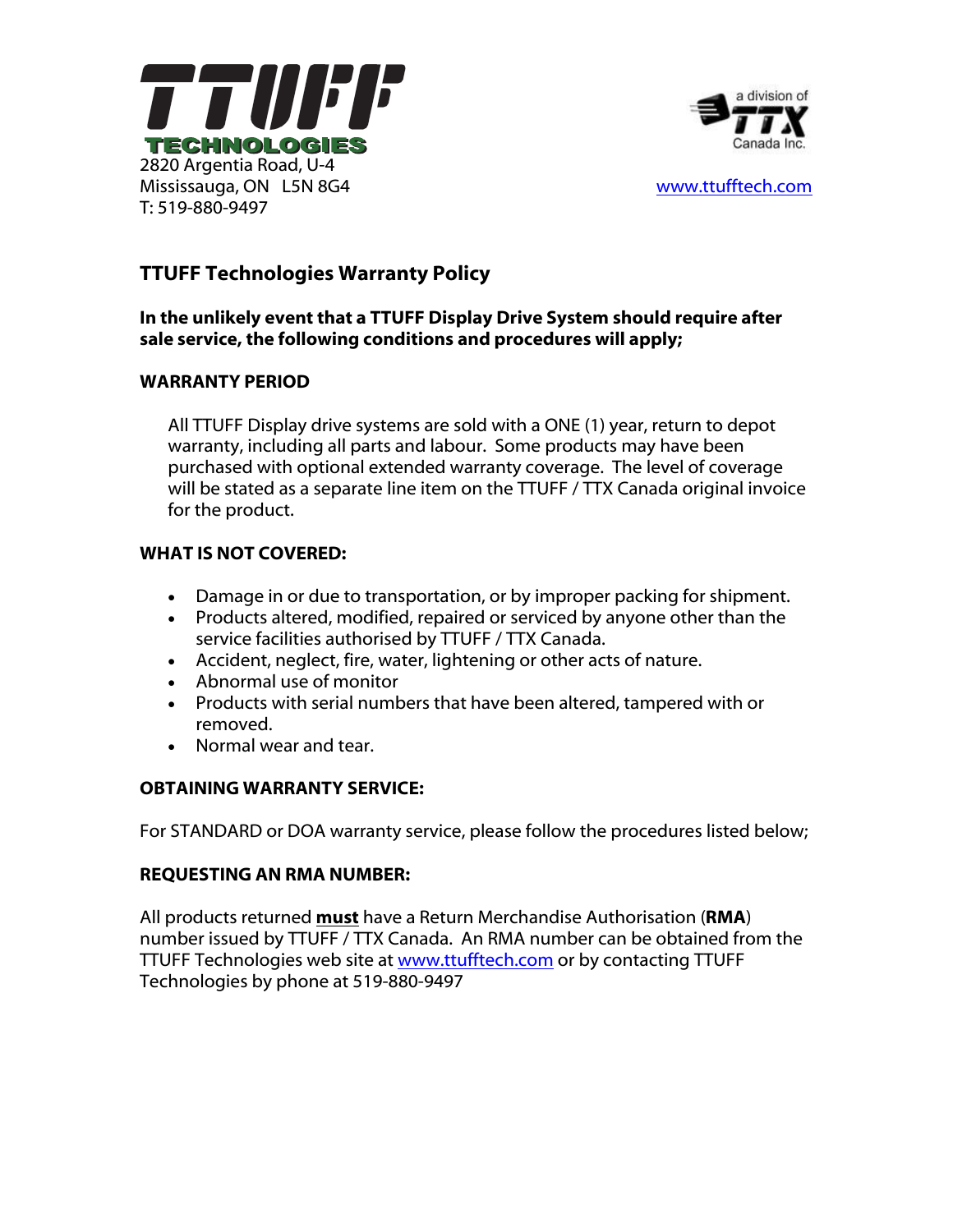**TTUFF TECHNOLOGIES**

2820 Argentia Road, U-4
Mississauga, ON L5N 8G4
T: 519-880-9497

a division of TTX Canada Inc.

www.ttufftech.com

# TTUFF Technologies Warranty Policy

**In the unlikely event that a TTUFF Display Drive System should require after sale service, the following conditions and procedures will apply;**

## WARRANTY PERIOD

All TTUFF Display drive systems are sold with a ONE (1) year, return to depot warranty, including all parts and labour. Some products may have been purchased with optional extended warranty coverage. The level of coverage will be stated as a separate line item on the TTUFF / TTX Canada original invoice for the product.

## WHAT IS NOT COVERED:

- Damage in or due to transportation, or by improper packing for shipment.
- Products altered, modified, repaired or serviced by anyone other than the service facilities authorised by TTUFF / TTX Canada.
- Accident, neglect, fire, water, lightening or other acts of nature.
- Abnormal use of monitor
- Products with serial numbers that have been altered, tampered with or removed.
- Normal wear and tear.

## OBTAINING WARRANTY SERVICE:

For STANDARD or DOA warranty service, please follow the procedures listed below;

## REQUESTING AN RMA NUMBER:

All products returned **must** have a Return Merchandise Authorisation (**RMA**) number issued by TTUFF / TTX Canada. An RMA number can be obtained from the TTUFF Technologies web site at www.ttufftech.com or by contacting TTUFF Technologies by phone at 519-880-9497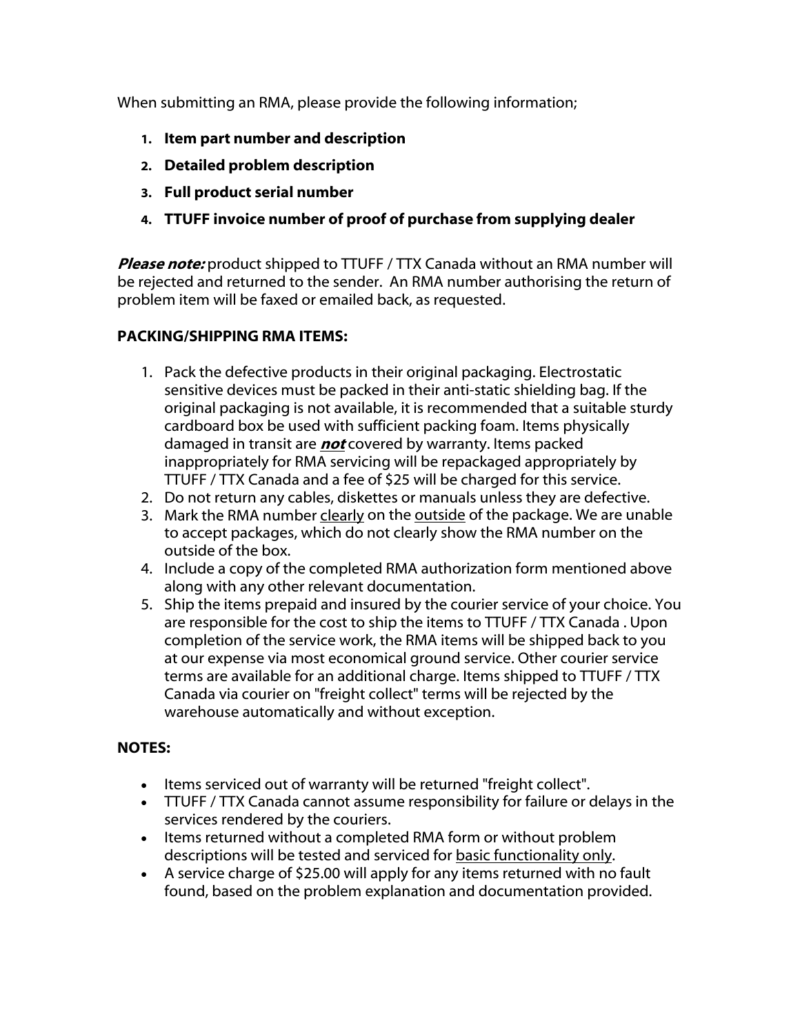When submitting an RMA, please provide the following information;

1. **Item part number and description**
2. **Detailed problem description**
3. **Full product serial number**
4. **TTUFF invoice number of proof of purchase from supplying dealer**

***Please note:*** product shipped to TTUFF / TTX Canada without an RMA number will be rejected and returned to the sender. An RMA number authorising the return of problem item will be faxed or emailed back, as requested.

**PACKING/SHIPPING RMA ITEMS:**

1. Pack the defective products in their original packaging. Electrostatic sensitive devices must be packed in their anti-static shielding bag. If the original packaging is not available, it is recommended that a suitable sturdy cardboard box be used with sufficient packing foam. Items physically damaged in transit are <u>***not***</u> covered by warranty. Items packed inappropriately for RMA servicing will be repackaged appropriately by TTUFF / TTX Canada and a fee of $25 will be charged for this service.
2. Do not return any cables, diskettes or manuals unless they are defective.
3. Mark the RMA number <u>clearly</u> on the <u>outside</u> of the package. We are unable to accept packages, which do not clearly show the RMA number on the outside of the box.
4. Include a copy of the completed RMA authorization form mentioned above along with any other relevant documentation.
5. Ship the items prepaid and insured by the courier service of your choice. You are responsible for the cost to ship the items to TTUFF / TTX Canada . Upon completion of the service work, the RMA items will be shipped back to you at our expense via most economical ground service. Other courier service terms are available for an additional charge. Items shipped to TTUFF / TTX Canada via courier on "freight collect" terms will be rejected by the warehouse automatically and without exception.

**NOTES:**

- Items serviced out of warranty will be returned "freight collect".
- TTUFF / TTX Canada cannot assume responsibility for failure or delays in the services rendered by the couriers.
- Items returned without a completed RMA form or without problem descriptions will be tested and serviced for <u>basic functionality only</u>.
- A service charge of $25.00 will apply for any items returned with no fault found, based on the problem explanation and documentation provided.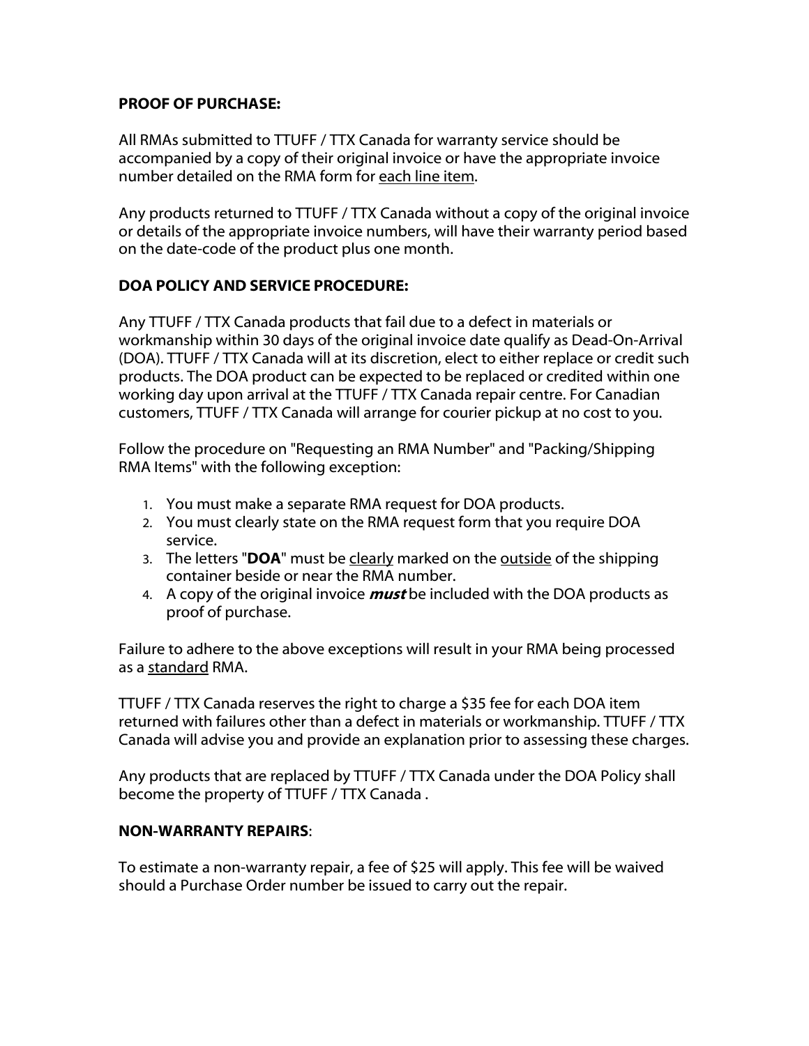**PROOF OF PURCHASE:**

All RMAs submitted to TTUFF / TTX Canada for warranty service should be accompanied by a copy of their original invoice or have the appropriate invoice number detailed on the RMA form for <u>each line item</u>.

Any products returned to TTUFF / TTX Canada without a copy of the original invoice or details of the appropriate invoice numbers, will have their warranty period based on the date-code of the product plus one month.

**DOA POLICY AND SERVICE PROCEDURE:**

Any TTUFF / TTX Canada products that fail due to a defect in materials or workmanship within 30 days of the original invoice date qualify as Dead-On-Arrival (DOA). TTUFF / TTX Canada will at its discretion, elect to either replace or credit such products. The DOA product can be expected to be replaced or credited within one working day upon arrival at the TTUFF / TTX Canada repair centre. For Canadian customers, TTUFF / TTX Canada will arrange for courier pickup at no cost to you.

Follow the procedure on "Requesting an RMA Number" and "Packing/Shipping RMA Items" with the following exception:

1. You must make a separate RMA request for DOA products.
2. You must clearly state on the RMA request form that you require DOA service.
3. The letters "**DOA**" must be <u>clearly</u> marked on the <u>outside</u> of the shipping container beside or near the RMA number.
4. A copy of the original invoice ***must*** be included with the DOA products as proof of purchase.

Failure to adhere to the above exceptions will result in your RMA being processed as a <u>standard</u> RMA.

TTUFF / TTX Canada reserves the right to charge a $35 fee for each DOA item returned with failures other than a defect in materials or workmanship. TTUFF / TTX Canada will advise you and provide an explanation prior to assessing these charges.

Any products that are replaced by TTUFF / TTX Canada under the DOA Policy shall become the property of TTUFF / TTX Canada .

**NON-WARRANTY REPAIRS**:

To estimate a non-warranty repair, a fee of $25 will apply. This fee will be waived should a Purchase Order number be issued to carry out the repair.